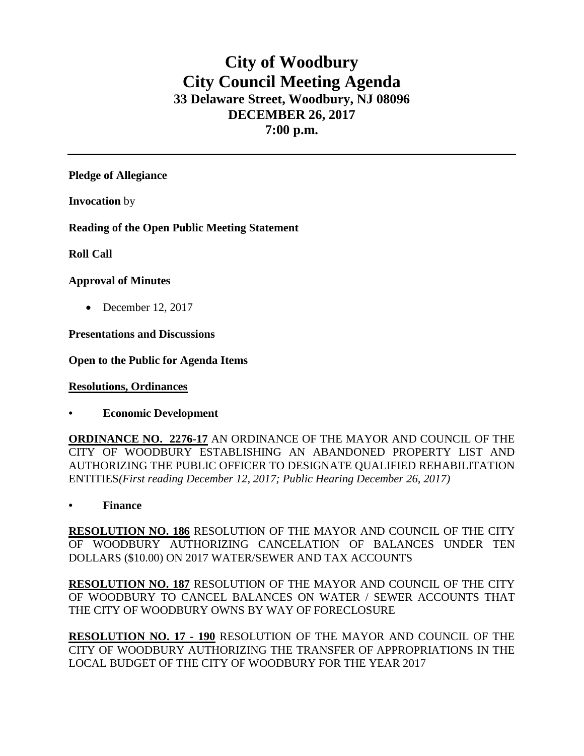# City of Woodbury
# City Council Meeting Agenda
### 33 Delaware Street, Woodbury, NJ 08096
### DECEMBER 26, 2017
### 7:00 p.m.

---

**Pledge of Allegiance**

**Invocation** by

**Reading of the Open Public Meeting Statement**

**Roll Call**

**Approval of Minutes**

- December 12, 2017

**Presentations and Discussions**

**Open to the Public for Agenda Items**

**<u>Resolutions, Ordinances</u>**

- **Economic Development**

**<u>ORDINANCE NO. 2276-17</u>** AN ORDINANCE OF THE MAYOR AND COUNCIL OF THE CITY OF WOODBURY ESTABLISHING AN ABANDONED PROPERTY LIST AND AUTHORIZING THE PUBLIC OFFICER TO DESIGNATE QUALIFIED REHABILITATION ENTITIES*(First reading December 12, 2017; Public Hearing December 26, 2017)*

- **Finance**

**<u>RESOLUTION NO. 186</u>** RESOLUTION OF THE MAYOR AND COUNCIL OF THE CITY OF WOODBURY AUTHORIZING CANCELATION OF BALANCES UNDER TEN DOLLARS ($10.00) ON 2017 WATER/SEWER AND TAX ACCOUNTS

**<u>RESOLUTION NO. 187</u>** RESOLUTION OF THE MAYOR AND COUNCIL OF THE CITY OF WOODBURY TO CANCEL BALANCES ON WATER / SEWER ACCOUNTS THAT THE CITY OF WOODBURY OWNS BY WAY OF FORECLOSURE

**<u>RESOLUTION NO. 17 - 190</u>** RESOLUTION OF THE MAYOR AND COUNCIL OF THE CITY OF WOODBURY AUTHORIZING THE TRANSFER OF APPROPRIATIONS IN THE LOCAL BUDGET OF THE CITY OF WOODBURY FOR THE YEAR 2017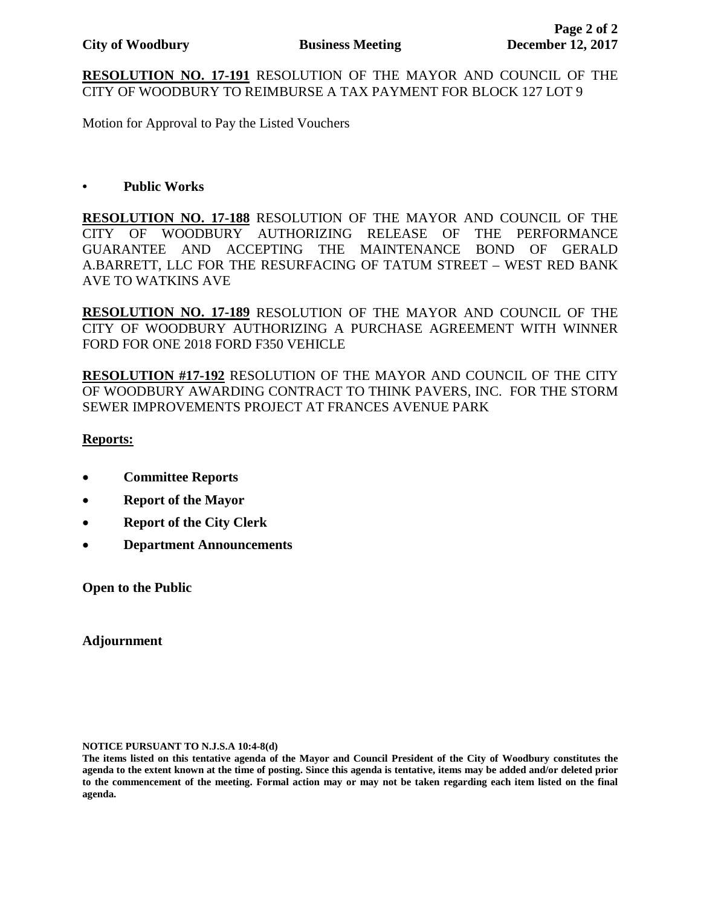**RESOLUTION NO. 17-191** RESOLUTION OF THE MAYOR AND COUNCIL OF THE CITY OF WOODBURY TO REIMBURSE A TAX PAYMENT FOR BLOCK 127 LOT 9

Motion for Approval to Pay the Listed Vouchers

- **Public Works**

**RESOLUTION NO. 17-188** RESOLUTION OF THE MAYOR AND COUNCIL OF THE CITY OF WOODBURY AUTHORIZING RELEASE OF THE PERFORMANCE GUARANTEE AND ACCEPTING THE MAINTENANCE BOND OF GERALD A.BARRETT, LLC FOR THE RESURFACING OF TATUM STREET – WEST RED BANK AVE TO WATKINS AVE

**RESOLUTION NO. 17-189** RESOLUTION OF THE MAYOR AND COUNCIL OF THE CITY OF WOODBURY AUTHORIZING A PURCHASE AGREEMENT WITH WINNER FORD FOR ONE 2018 FORD F350 VEHICLE

**RESOLUTION #17-192** RESOLUTION OF THE MAYOR AND COUNCIL OF THE CITY OF WOODBURY AWARDING CONTRACT TO THINK PAVERS, INC. FOR THE STORM SEWER IMPROVEMENTS PROJECT AT FRANCES AVENUE PARK

**Reports:**

- **Committee Reports**
- **Report of the Mayor**
- **Report of the City Clerk**
- **Department Announcements**

**Open to the Public**

**Adjournment**

**NOTICE PURSUANT TO N.J.S.A 10:4-8(d)**

**The items listed on this tentative agenda of the Mayor and Council President of the City of Woodbury constitutes the agenda to the extent known at the time of posting. Since this agenda is tentative, items may be added and/or deleted prior to the commencement of the meeting. Formal action may or may not be taken regarding each item listed on the final agenda.**